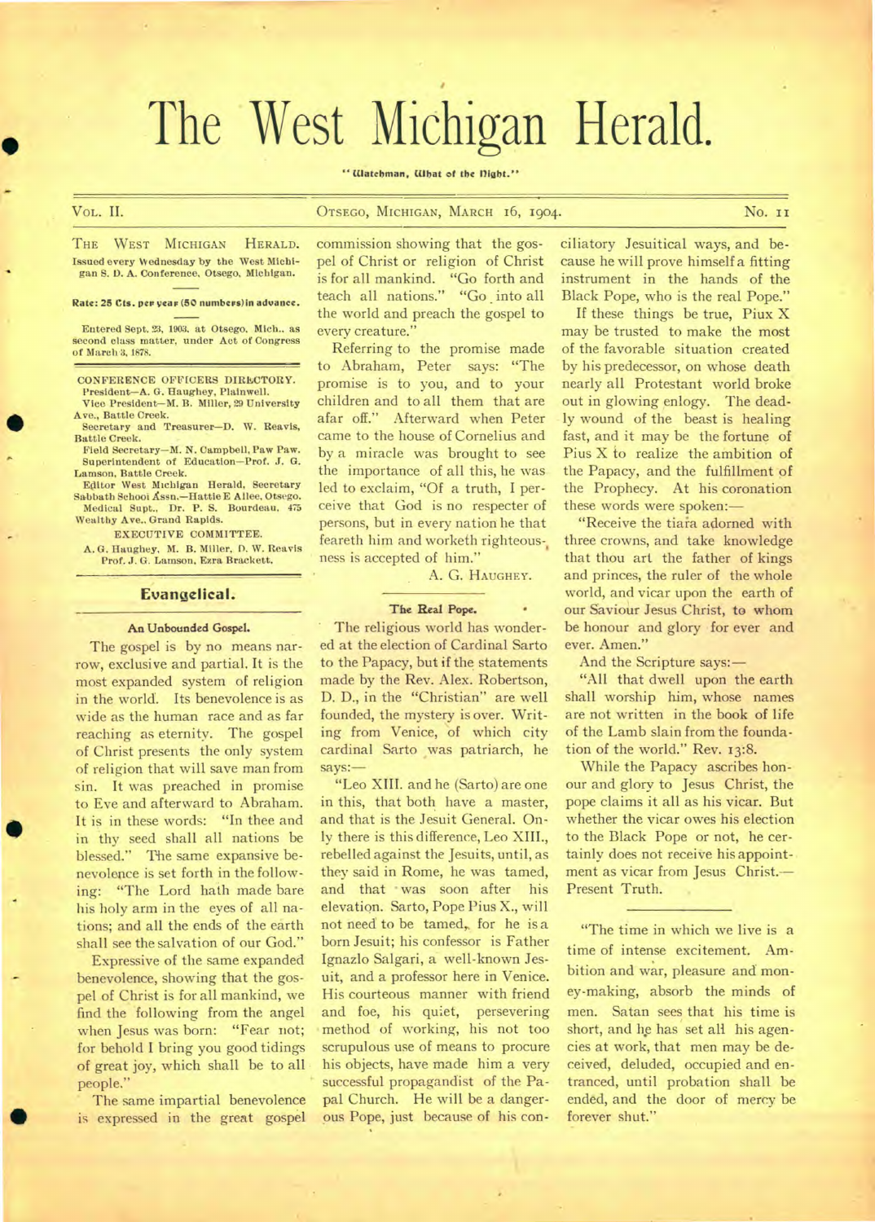# The West Michigan Herald.

"Watchman, What of the Night."

VOL. II. OTSEGO, MICHIGAN, MARCH 16, 1904. No. 11

THE WEST MICHIGAN HERALD.
Issued every Wednesday by the West Michigan S. D. A. Conference, Otsego, Michigan.

**Rate: 25 Cts. per year (50 numbers) in advance.**

Entered Sept. 23, 1903, at Otsego, Mich., as second class matter, under Act of Congress of March 3, 1878.

CONFERENCE OFFICERS DIRECTORY.
President—A. G. Haughey, Plainwell.
Vice President—M. B. Miller, 29 University Ave., Battle Creek.
Secretary and Treasurer—D. W. Reavis, Battle Creek.
Field Secretary—M. N. Campbell, Paw Paw.
Superintendent of Education—Prof. J. G. Lamson, Battle Creek.
Editor West Michigan Herald, Secretary Sabbath School Assn.—Hattie E Allee, Otsego.
Medical Supt., Dr. P. S. Bourdeau, 475 Wealthy Ave., Grand Rapids.

EXECUTIVE COMMITTEE.
A. G. Haughey, M. B. Miller, D. W. Reavis
Prof. J. G. Lamson, Ezra Brackett.

## Evangelical.

### An Unbounded Gospel.

The gospel is by no means narrow, exclusive and partial. It is the most expanded system of religion in the world. Its benevolence is as wide as the human race and as far reaching as eternity. The gospel of Christ presents the only system of religion that will save man from sin. It was preached in promise to Eve and afterward to Abraham. It is in these words: "In thee and in thy seed shall all nations be blessed." The same expansive benevolence is set forth in the following: "The Lord hath made bare his holy arm in the eyes of all nations; and all the ends of the earth shall see the salvation of our God."

Expressive of the same expanded benevolence, showing that the gospel of Christ is for all mankind, we find the following from the angel when Jesus was born: "Fear not; for behold I bring you good tidings of great joy, which shall be to all people."

The same impartial benevolence is expressed in the great gospel commission showing that the gospel of Christ or religion of Christ is for all mankind. "Go forth and teach all nations." "Go into all the world and preach the gospel to every creature."

Referring to the promise made to Abraham, Peter says: "The promise is to you, and to your children and to all them that are afar off." Afterward when Peter came to the house of Cornelius and by a miracle was brought to see the importance of all this, he was led to exclaim, "Of a truth, I perceive that God is no respecter of persons, but in every nation he that feareth him and worketh righteousness is accepted of him."

A. G. HAUGHEY.

### The Real Pope.

The religious world has wondered at the election of Cardinal Sarto to the Papacy, but if the statements made by the Rev. Alex. Robertson, D. D., in the "Christian" are well founded, the mystery is over. Writing from Venice, of which city cardinal Sarto was patriarch, he says:—

"Leo XIII. and he (Sarto) are one in this, that both have a master, and that is the Jesuit General. Only there is this difference, Leo XIII., rebelled against the Jesuits, until, as they said in Rome, he was tamed, and that was soon after his elevation. Sarto, Pope Pius X., will not need to be tamed, for he is a born Jesuit; his confessor is Father Ignazlo Salgari, a well-known Jesuit, and a professor here in Venice. His courteous manner with friend and foe, his quiet, persevering method of working, his not too scrupulous use of means to procure his objects, have made him a very successful propagandist of the Papal Church. He will be a dangerous Pope, just because of his conciliatory Jesuitical ways, and because he will prove himself a fitting instrument in the hands of the Black Pope, who is the real Pope."

If these things be true, Piux X may be trusted to make the most of the favorable situation created by his predecessor, on whose death nearly all Protestant world broke out in glowing enlogy. The deadly wound of the beast is healing fast, and it may be the fortune of Pius X to realize the ambition of the Papacy, and the fulfillment of the Prophecy. At his coronation these words were spoken:—

"Receive the tiara adorned with three crowns, and take knowledge that thou art the father of kings and princes, the ruler of the whole world, and vicar upon the earth of our Saviour Jesus Christ, to whom be honour and glory for ever and ever. Amen."

And the Scripture says:—

"All that dwell upon the earth shall worship him, whose names are not written in the book of life of the Lamb slain from the foundation of the world." Rev. 13:8.

While the Papacy ascribes honour and glory to Jesus Christ, the pope claims it all as his vicar. But whether the vicar owes his election to the Black Pope or not, he certainly does not receive his appointment as vicar from Jesus Christ.—Present Truth.

---

"The time in which we live is a time of intense excitement. Ambition and war, pleasure and money-making, absorb the minds of men. Satan sees that his time is short, and he has set all his agencies at work, that men may be deceived, deluded, occupied and entranced, until probation shall be ended, and the door of mercy be forever shut."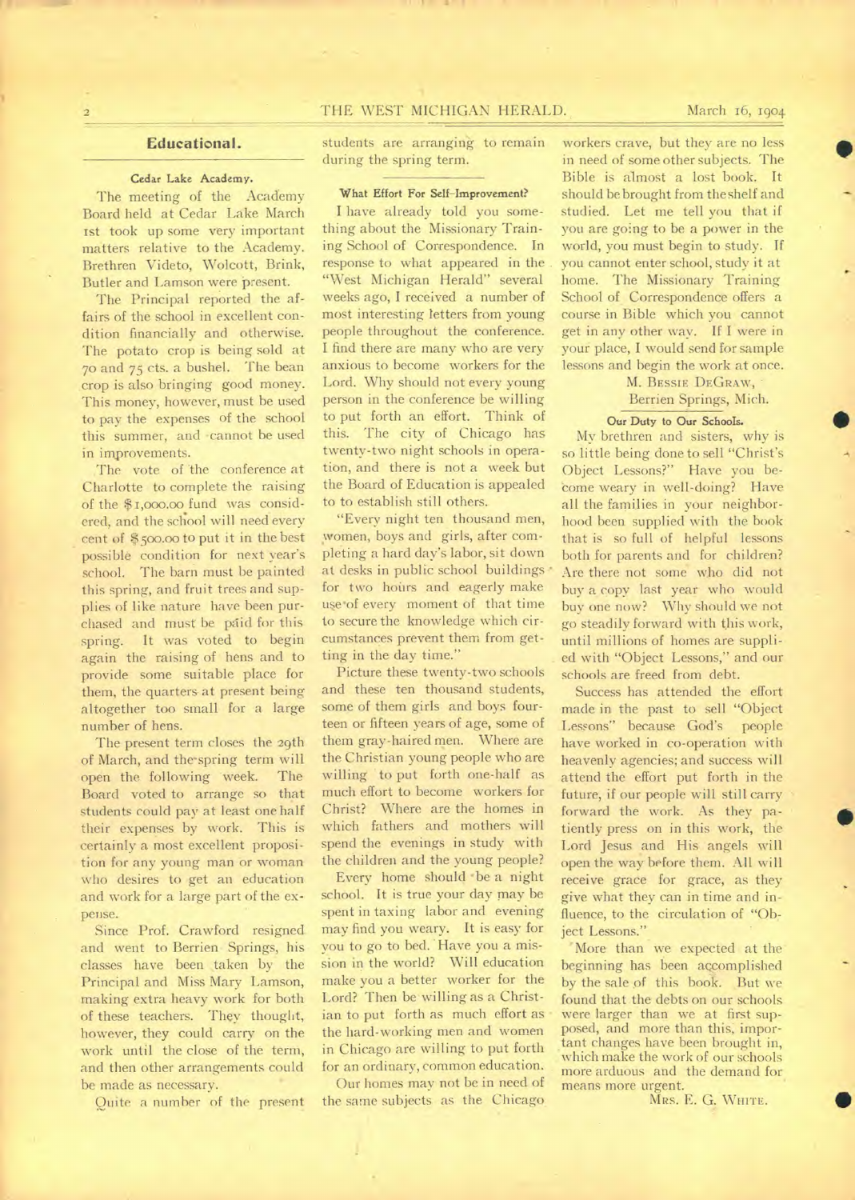## Educational.

### Cedar Lake Academy.

The meeting of the Academy Board held at Cedar Lake March 1st took up some very important matters relative to the Academy. Brethren Videto, Wolcott, Brink, Butler and Lamson were present.

The Principal reported the affairs of the school in excellent condition financially and otherwise. The potato crop is being sold at 70 and 75 cts. a bushel. The bean crop is also bringing good money. This money, however, must be used to pay the expenses of the school this summer, and cannot be used in improvements.

The vote of the conference at Charlotte to complete the raising of the $1,000.00 fund was considered, and the school will need every cent of $500.00 to put it in the best possible condition for next year's school. The barn must be painted this spring, and fruit trees and supplies of like nature have been purchased and must be paid for this spring. It was voted to begin again the raising of hens and to provide some suitable place for them, the quarters at present being altogether too small for a large number of hens.

The present term closes the 29th of March, and the spring term will open the following week. The Board voted to arrange so that students could pay at least one half their expenses by work. This is certainly a most excellent proposition for any young man or woman who desires to get an education and work for a large part of the expense.

Since Prof. Crawford resigned and went to Berrien Springs, his classes have been taken by the Principal and Miss Mary Lamson, making extra heavy work for both of these teachers. They thought, however, they could carry on the work until the close of the term, and then other arrangements could be made as necessary.

Quite a number of the present students are arranging to remain during the spring term.

### What Effort For Self-Improvement?

I have already told you something about the Missionary Training School of Correspondence. In response to what appeared in the "West Michigan Herald" several weeks ago, I received a number of most interesting letters from young people throughout the conference. I find there are many who are very anxious to become workers for the Lord. Why should not every young person in the conference be willing to put forth an effort. Think of this. The city of Chicago has twenty-two night schools in operation, and there is not a week but the Board of Education is appealed to to establish still others.

"Every night ten thousand men, women, boys and girls, after completing a hard day's labor, sit down at desks in public school buildings for two hours and eagerly make use of every moment of that time to secure the knowledge which circumstances prevent them from getting in the day time."

Picture these twenty-two schools and these ten thousand students, some of them girls and boys fourteen or fifteen years of age, some of them gray-haired men. Where are the Christian young people who are willing to put forth one-half as much effort to become workers for Christ? Where are the homes in which fathers and mothers will spend the evenings in study with the children and the young people?

Every home should be a night school. It is true your day may be spent in taxing labor and evening may find you weary. It is easy for you to go to bed. Have you a mission in the world? Will education make you a better worker for the Lord? Then be willing as a Christian to put forth as much effort as the hard-working men and women in Chicago are willing to put forth for an ordinary, common education.

Our homes may not be in need of the same subjects as the Chicago workers crave, but they are no less in need of some other subjects. The Bible is almost a lost book. It should be brought from the shelf and studied. Let me tell you that if you are going to be a power in the world, you must begin to study. If you cannot enter school, study it at home. The Missionary Training School of Correspondence offers a course in Bible which you cannot get in any other way. If I were in your place, I would send for sample lessons and begin the work at once.

M. Bessie DeGraw,
Berrien Springs, Mich.

### Our Duty to Our Schools.

My brethren and sisters, why is so little being done to sell "Christ's Object Lessons?" Have you become weary in well-doing? Have all the families in your neighborhood been supplied with the book that is so full of helpful lessons both for parents and for children? Are there not some who did not buy a copy last year who would buy one now? Why should we not go steadily forward with this work, until millions of homes are supplied with "Object Lessons," and our schools are freed from debt.

Success has attended the effort made in the past to sell "Object Lessons" because God's people have worked in co-operation with heavenly agencies; and success will attend the effort put forth in the future, if our people will still carry forward the work. As they patiently press on in this work, the Lord Jesus and His angels will open the way before them. All will receive grace for grace, as they give what they can in time and influence, to the circulation of "Object Lessons."

More than we expected at the beginning has been accomplished by the sale of this book. But we found that the debts on our schools were larger than we at first supposed, and more than this, important changes have been brought in, which make the work of our schools more arduous and the demand for means more urgent.

Mrs. E. G. White.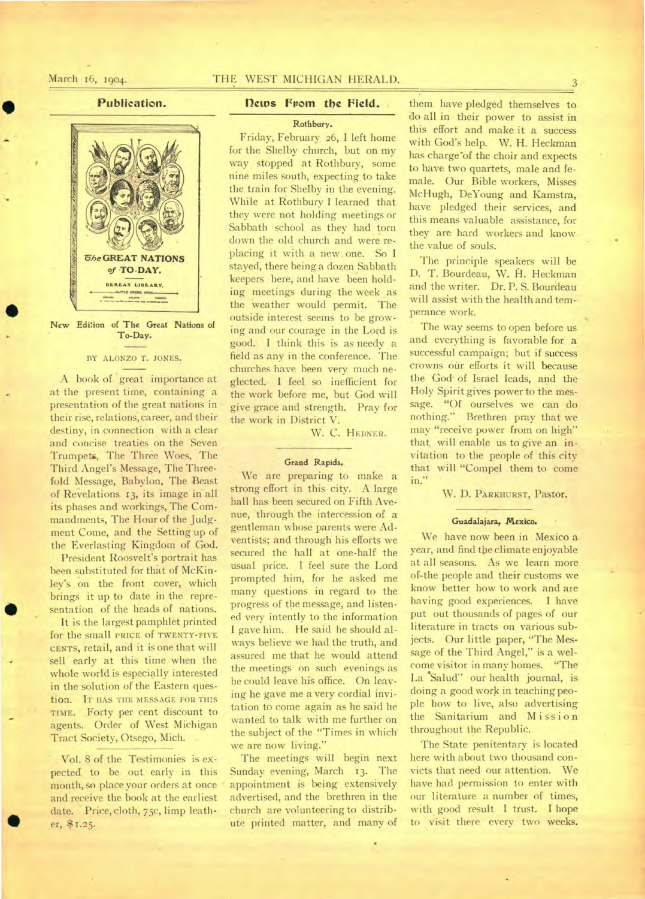## Publication.

New Edition of The Great Nations of To-Day.

BY ALONZO T. JONES.

A book of great importance at at the present time, containing a presentation of the great nations in their rise, relations, career, and their destiny, in connection with a clear and concise treaties on the Seven Trumpets, The Three Woes, The Third Angel's Message, The Threefold Message, Babylon, The Beast of Revelations 13, its image in all its phases and workings, The Commandments, The Hour of the Judgment Come, and the Setting up of the Everlasting Kingdom of God.

President Roosvelt's portrait has been substituted for that of McKinley's on the front cover, which brings it up to date in the representation of the heads of nations.

It is the largest pamphlet printed for the small PRICE OF TWENTY-FIVE CENTS, retail, and it is one that will sell early at this time when the whole world is especially interested in the solution of the Eastern question. IT HAS THE MESSAGE FOR THIS TIME. Forty per cent discount to agents. Order of West Michigan Tract Society, Otsego, Mich.

Vol. 8 of the Testimonies is expected to be out early in this month, so place your orders at once and receive the book at the earliest date. Price, cloth, 75c, limp leather, $1.25.

## News From the Field.

### Rothbury.

Friday, February 26, I left home for the Shelby church, but on my way stopped at Rothbury, some nine miles south, expecting to take the train for Shelby in the evening. While at Rothbury I learned that they were not holding meetings or Sabbath school as they had torn down the old church and were replacing it with a new one. So I stayed, there being a dozen Sabbath keepers here, and have been holding meetings during the week as the weather would permit. The outside interest seems to be growing and our courage in the Lord is good. I think this is as needy a field as any in the conference. The churches have been very much neglected. I feel so inefficient for the work before me, but God will give grace and strength. Pray for the work in District V.

W. C. HEBNER.

### Grand Rapids.

We are preparing to make a strong effort in this city. A large hall has been secured on Fifth Avenue, through the intercession of a gentleman whose parents were Adventists; and through his efforts we secured the hall at one-half the usual price. I feel sure the Lord prompted him, for he asked me many questions in regard to the progress of the message, and listened very intently to the information I gave him. He said he should always believe we had the truth, and assured me that he would attend the meetings on such evenings as he could leave his office. On leaving he gave me a very cordial invitation to come again as he said he wanted to talk with me further on the subject of the "Times in which we are now living."

The meetings will begin next Sunday evening, March 13. The appointment is being extensively advertised, and the brethren in the church are volunteering to distribute printed matter, and many of them have pledged themselves to do all in their power to assist in this effort and make it a success with God's help. W. H. Heckman has charge of the choir and expects to have two quartets, male and female. Our Bible workers, Misses McHugh, DeYoung and Kamstra, have pledged their services, and this means valuable assistance, for they are hard workers and know the value of souls.

The principle speakers will be D. T. Bourdeau, W. H. Heckman and the writer. Dr. P. S. Bourdeau will assist with the health and temperance work.

The way seems to open before us and everything is favorable for a successful campaign; but if success crowns our efforts it will because the God of Israel leads, and the Holy Spirit gives power to the message. "Of ourselves we can do nothing." Brethren pray that we may "receive power from on high" that will enable us to give an invitation to the people of this city that will "Compel them to come in."

W. D. PARKHURST, Pastor.

### Guadalajara, Mexico.

We have now been in Mexico a year, and find the climate enjoyable at all seasons. As we learn more of the people and their customs we know better how to work and are having good experiences. I have put out thousands of pages of our literature in tracts on various subjects. Our little paper, "The Message of the Third Angel," is a welcome visitor in many homes. "The La Salud" our health journal, is doing a good work in teaching people how to live, also advertising the Sanitarium and Mission throughout the Republic.

The State penitentary is located here with about two thousand convicts that need our attention. We have had permission to enter with our literature a number of times, with good result I trust. I hope to visit there every two weeks.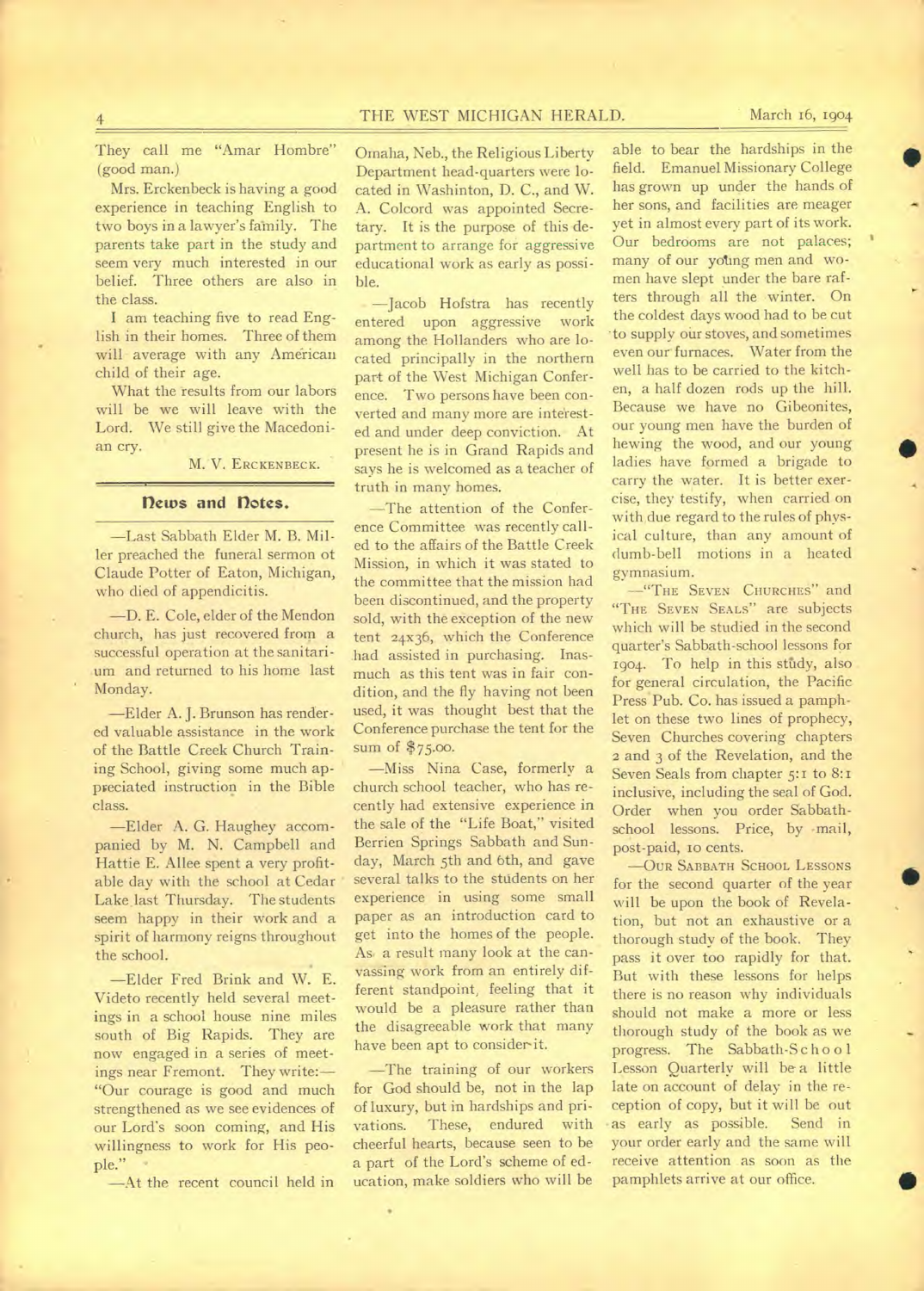They call me "Amar Hombre" (good man.)

Mrs. Erckenbeck is having a good experience in teaching English to two boys in a lawyer's family. The parents take part in the study and seem very much interested in our belief. Three others are also in the class.

I am teaching five to read English in their homes. Three of them will average with any American child of their age.

What the results from our labors will be we will leave with the Lord. We still give the Macedonian cry.

M. V. ERCKENBECK.

## News and Notes.

—Last Sabbath Elder M. B. Miller preached the funeral sermon ot Claude Potter of Eaton, Michigan, who died of appendicitis.

—D. E. Cole, elder of the Mendon church, has just recovered from a successful operation at the sanitarium and returned to his home last Monday.

—Elder A. J. Brunson has rendered valuable assistance in the work of the Battle Creek Church Training School, giving some much appreciated instruction in the Bible class.

—Elder A. G. Haughey accompanied by M. N. Campbell and Hattie E. Allee spent a very profitable day with the school at Cedar Lake last Thursday. The students seem happy in their work and a spirit of harmony reigns throughout the school.

—Elder Fred Brink and W. E. Videto recently held several meetings in a school house nine miles south of Big Rapids. They are now engaged in a series of meetings near Fremont. They write:— "Our courage is good and much strengthened as we see evidences of our Lord's soon coming, and His willingness to work for His people."

—At the recent council held in Omaha, Neb., the Religious Liberty Department head-quarters were located in Washinton, D. C., and W. A. Colcord was appointed Secretary. It is the purpose of this department to arrange for aggressive educational work as early as possible.

—Jacob Hofstra has recently entered upon aggressive work among the Hollanders who are located principally in the northern part of the West Michigan Conference. Two persons have been converted and many more are interested and under deep conviction. At present he is in Grand Rapids and says he is welcomed as a teacher of truth in many homes.

—The attention of the Conference Committee was recently called to the affairs of the Battle Creek Mission, in which it was stated to the committee that the mission had been discontinued, and the property sold, with the exception of the new tent 24x36, which the Conference had assisted in purchasing. Inasmuch as this tent was in fair condition, and the fly having not been used, it was thought best that the Conference purchase the tent for the sum of $75.00.

—Miss Nina Case, formerly a church school teacher, who has recently had extensive experience in the sale of the "Life Boat," visited Berrien Springs Sabbath and Sunday, March 5th and 6th, and gave several talks to the students on her experience in using some small paper as an introduction card to get into the homes of the people. As a result many look at the canvassing work from an entirely different standpoint, feeling that it would be a pleasure rather than the disagreeable work that many have been apt to consider it.

—The training of our workers for God should be, not in the lap of luxury, but in hardships and privations. These, endured with cheerful hearts, because seen to be a part of the Lord's scheme of education, make soldiers who will be able to bear the hardships in the field. Emanuel Missionary College has grown up under the hands of her sons, and facilities are meager yet in almost every part of its work. Our bedrooms are not palaces; many of our young men and women have slept under the bare rafters through all the winter. On the coldest days wood had to be cut to supply our stoves, and sometimes even our furnaces. Water from the well has to be carried to the kitchen, a half dozen rods up the hill. Because we have no Gibeonites, our young men have the burden of hewing the wood, and our young ladies have formed a brigade to carry the water. It is better exercise, they testify, when carried on with due regard to the rules of physical culture, than any amount of dumb-bell motions in a heated gymnasium.

—"THE SEVEN CHURCHES" and "THE SEVEN SEALS" are subjects which will be studied in the second quarter's Sabbath-school lessons for 1904. To help in this study, also for general circulation, the Pacific Press Pub. Co. has issued a pamphlet on these two lines of prophecy, Seven Churches covering chapters 2 and 3 of the Revelation, and the Seven Seals from chapter 5:1 to 8:1 inclusive, including the seal of God. Order when you order Sabbath-school lessons. Price, by mail, post-paid, 10 cents.

—OUR SABBATH SCHOOL LESSONS for the second quarter of the year will be upon the book of Revelation, but not an exhaustive or a thorough study of the book. They pass it over too rapidly for that. But with these lessons for helps there is no reason why individuals should not make a more or less thorough study of the book as we progress. The Sabbath-School Lesson Quarterly will be a little late on account of delay in the reception of copy, but it will be out as early as possible. Send in your order early and the same will receive attention as soon as the pamphlets arrive at our office.